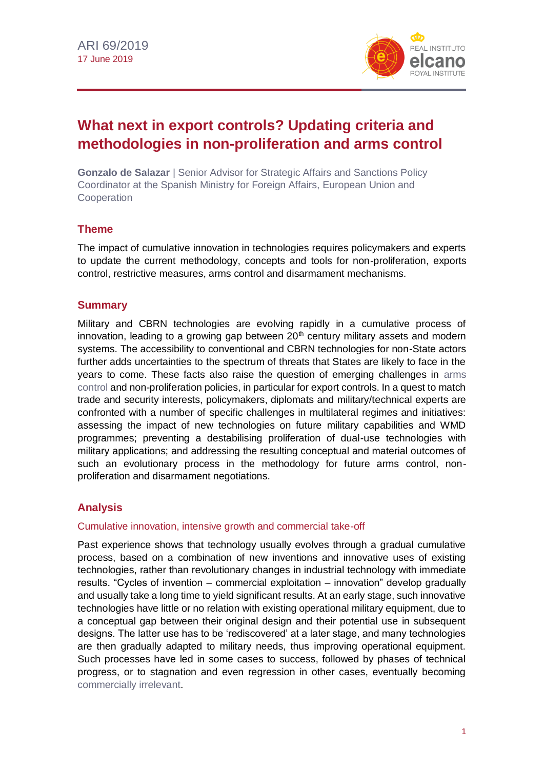ARI 69/2019
17 June 2019

# What next in export controls? Updating criteria and methodologies in non-proliferation and arms control

**Gonzalo de Salazar** | Senior Advisor for Strategic Affairs and Sanctions Policy Coordinator at the Spanish Ministry for Foreign Affairs, European Union and Cooperation

## Theme

The impact of cumulative innovation in technologies requires policymakers and experts to update the current methodology, concepts and tools for non-proliferation, exports control, restrictive measures, arms control and disarmament mechanisms.

## Summary

Military and CBRN technologies are evolving rapidly in a cumulative process of innovation, leading to a growing gap between 20th century military assets and modern systems. The accessibility to conventional and CBRN technologies for non-State actors further adds uncertainties to the spectrum of threats that States are likely to face in the years to come. These facts also raise the question of emerging challenges in arms control and non-proliferation policies, in particular for export controls. In a quest to match trade and security interests, policymakers, diplomats and military/technical experts are confronted with a number of specific challenges in multilateral regimes and initiatives: assessing the impact of new technologies on future military capabilities and WMD programmes; preventing a destabilising proliferation of dual-use technologies with military applications; and addressing the resulting conceptual and material outcomes of such an evolutionary process in the methodology for future arms control, non-proliferation and disarmament negotiations.

## Analysis

### Cumulative innovation, intensive growth and commercial take-off

Past experience shows that technology usually evolves through a gradual cumulative process, based on a combination of new inventions and innovative uses of existing technologies, rather than revolutionary changes in industrial technology with immediate results. "Cycles of invention – commercial exploitation – innovation" develop gradually and usually take a long time to yield significant results. At an early stage, such innovative technologies have little or no relation with existing operational military equipment, due to a conceptual gap between their original design and their potential use in subsequent designs. The latter use has to be 'rediscovered' at a later stage, and many technologies are then gradually adapted to military needs, thus improving operational equipment. Such processes have led in some cases to success, followed by phases of technical progress, or to stagnation and even regression in other cases, eventually becoming commercially irrelevant.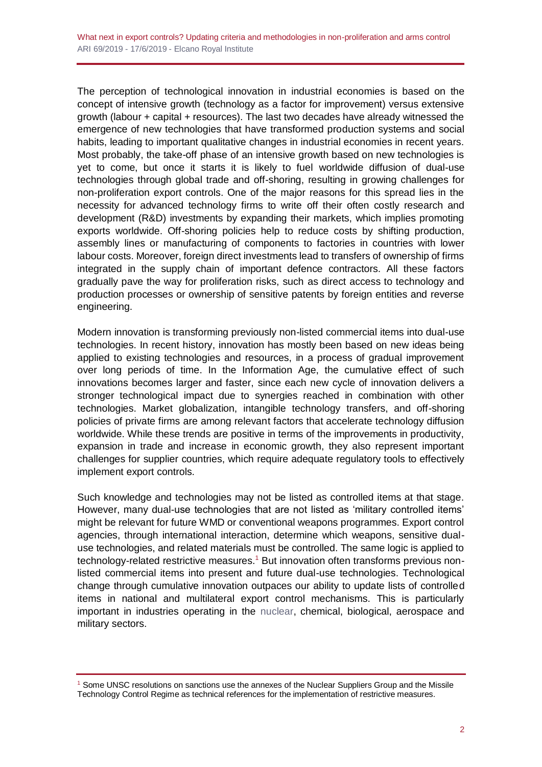The perception of technological innovation in industrial economies is based on the concept of intensive growth (technology as a factor for improvement) versus extensive growth (labour + capital + resources). The last two decades have already witnessed the emergence of new technologies that have transformed production systems and social habits, leading to important qualitative changes in industrial economies in recent years. Most probably, the take-off phase of an intensive growth based on new technologies is yet to come, but once it starts it is likely to fuel worldwide diffusion of dual-use technologies through global trade and off-shoring, resulting in growing challenges for non-proliferation export controls. One of the major reasons for this spread lies in the necessity for advanced technology firms to write off their often costly research and development (R&D) investments by expanding their markets, which implies promoting exports worldwide. Off-shoring policies help to reduce costs by shifting production, assembly lines or manufacturing of components to factories in countries with lower labour costs. Moreover, foreign direct investments lead to transfers of ownership of firms integrated in the supply chain of important defence contractors. All these factors gradually pave the way for proliferation risks, such as direct access to technology and production processes or ownership of sensitive patents by foreign entities and reverse engineering.

Modern innovation is transforming previously non-listed commercial items into dual-use technologies. In recent history, innovation has mostly been based on new ideas being applied to existing technologies and resources, in a process of gradual improvement over long periods of time. In the Information Age, the cumulative effect of such innovations becomes larger and faster, since each new cycle of innovation delivers a stronger technological impact due to synergies reached in combination with other technologies. Market globalization, intangible technology transfers, and off-shoring policies of private firms are among relevant factors that accelerate technology diffusion worldwide. While these trends are positive in terms of the improvements in productivity, expansion in trade and increase in economic growth, they also represent important challenges for supplier countries, which require adequate regulatory tools to effectively implement export controls.

Such knowledge and technologies may not be listed as controlled items at that stage. However, many dual-use technologies that are not listed as 'military controlled items' might be relevant for future WMD or conventional weapons programmes. Export control agencies, through international interaction, determine which weapons, sensitive dual-use technologies, and related materials must be controlled. The same logic is applied to technology-related restrictive measures.[1] But innovation often transforms previous non-listed commercial items into present and future dual-use technologies. Technological change through cumulative innovation outpaces our ability to update lists of controlled items in national and multilateral export control mechanisms. This is particularly important in industries operating in the nuclear, chemical, biological, aerospace and military sectors.

---

[1] Some UNSC resolutions on sanctions use the annexes of the Nuclear Suppliers Group and the Missile Technology Control Regime as technical references for the implementation of restrictive measures.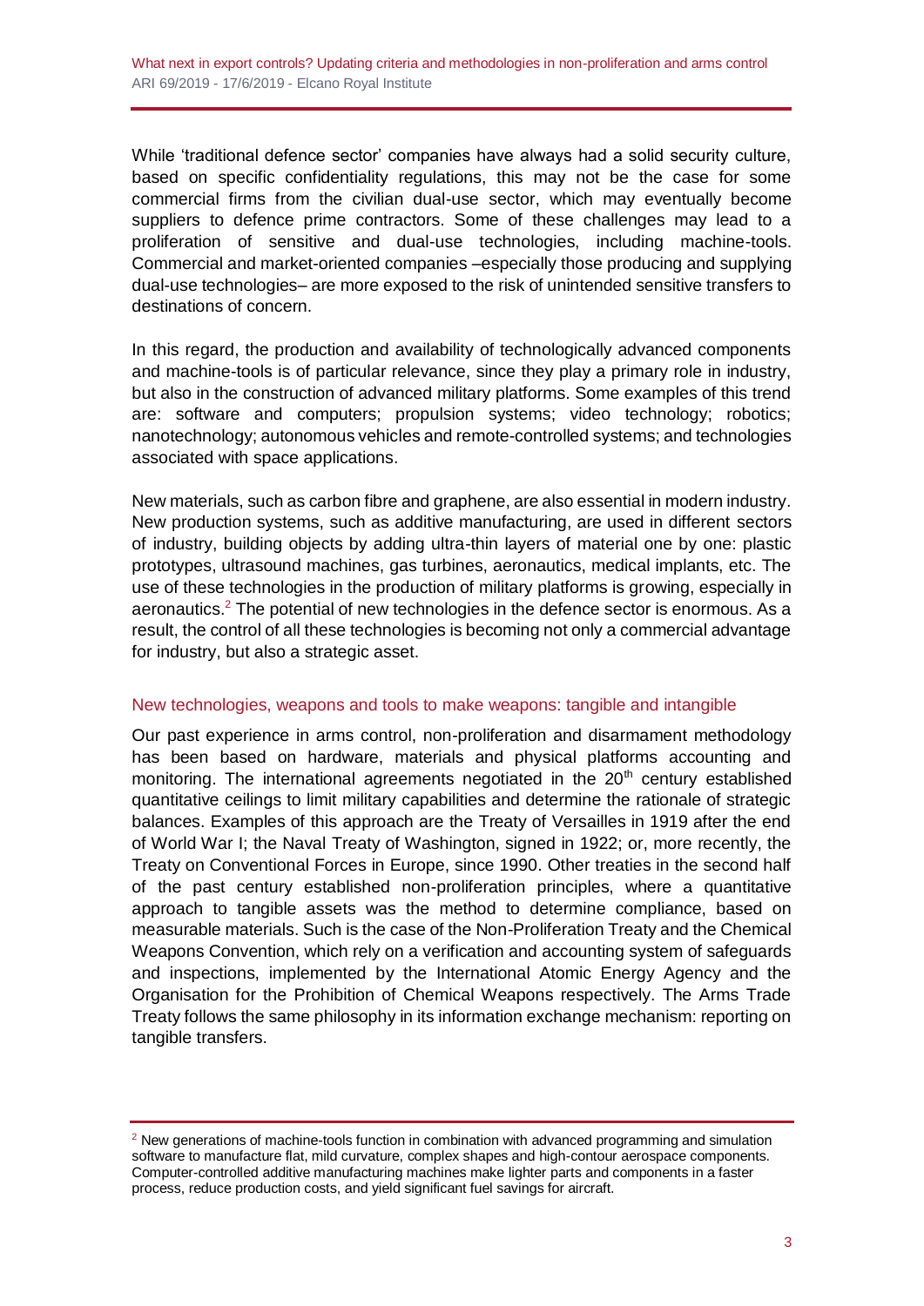While 'traditional defence sector' companies have always had a solid security culture, based on specific confidentiality regulations, this may not be the case for some commercial firms from the civilian dual-use sector, which may eventually become suppliers to defence prime contractors. Some of these challenges may lead to a proliferation of sensitive and dual-use technologies, including machine-tools. Commercial and market-oriented companies –especially those producing and supplying dual-use technologies– are more exposed to the risk of unintended sensitive transfers to destinations of concern.

In this regard, the production and availability of technologically advanced components and machine-tools is of particular relevance, since they play a primary role in industry, but also in the construction of advanced military platforms. Some examples of this trend are: software and computers; propulsion systems; video technology; robotics; nanotechnology; autonomous vehicles and remote-controlled systems; and technologies associated with space applications.

New materials, such as carbon fibre and graphene, are also essential in modern industry. New production systems, such as additive manufacturing, are used in different sectors of industry, building objects by adding ultra-thin layers of material one by one: plastic prototypes, ultrasound machines, gas turbines, aeronautics, medical implants, etc. The use of these technologies in the production of military platforms is growing, especially in aeronautics.[2] The potential of new technologies in the defence sector is enormous. As a result, the control of all these technologies is becoming not only a commercial advantage for industry, but also a strategic asset.

## New technologies, weapons and tools to make weapons: tangible and intangible

Our past experience in arms control, non-proliferation and disarmament methodology has been based on hardware, materials and physical platforms accounting and monitoring. The international agreements negotiated in the 20th century established quantitative ceilings to limit military capabilities and determine the rationale of strategic balances. Examples of this approach are the Treaty of Versailles in 1919 after the end of World War I; the Naval Treaty of Washington, signed in 1922; or, more recently, the Treaty on Conventional Forces in Europe, since 1990. Other treaties in the second half of the past century established non-proliferation principles, where a quantitative approach to tangible assets was the method to determine compliance, based on measurable materials. Such is the case of the Non-Proliferation Treaty and the Chemical Weapons Convention, which rely on a verification and accounting system of safeguards and inspections, implemented by the International Atomic Energy Agency and the Organisation for the Prohibition of Chemical Weapons respectively. The Arms Trade Treaty follows the same philosophy in its information exchange mechanism: reporting on tangible transfers.

---

[2] New generations of machine-tools function in combination with advanced programming and simulation software to manufacture flat, mild curvature, complex shapes and high-contour aerospace components. Computer-controlled additive manufacturing machines make lighter parts and components in a faster process, reduce production costs, and yield significant fuel savings for aircraft.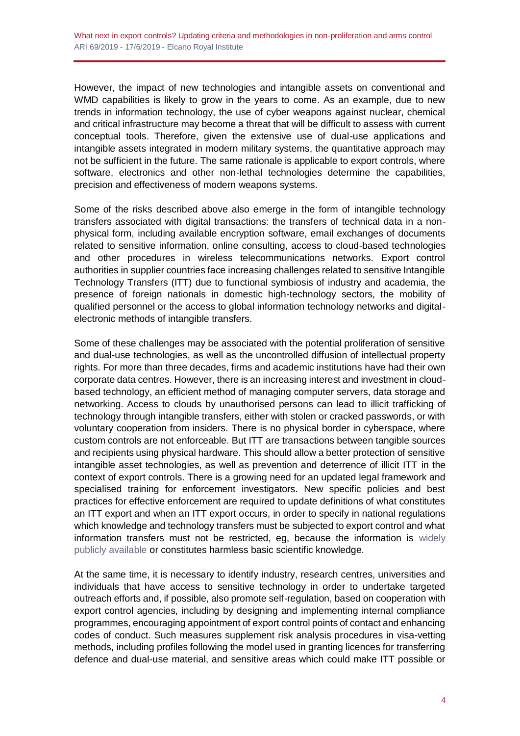However, the impact of new technologies and intangible assets on conventional and WMD capabilities is likely to grow in the years to come. As an example, due to new trends in information technology, the use of cyber weapons against nuclear, chemical and critical infrastructure may become a threat that will be difficult to assess with current conceptual tools. Therefore, given the extensive use of dual-use applications and intangible assets integrated in modern military systems, the quantitative approach may not be sufficient in the future. The same rationale is applicable to export controls, where software, electronics and other non-lethal technologies determine the capabilities, precision and effectiveness of modern weapons systems.

Some of the risks described above also emerge in the form of intangible technology transfers associated with digital transactions: the transfers of technical data in a non-physical form, including available encryption software, email exchanges of documents related to sensitive information, online consulting, access to cloud-based technologies and other procedures in wireless telecommunications networks. Export control authorities in supplier countries face increasing challenges related to sensitive Intangible Technology Transfers (ITT) due to functional symbiosis of industry and academia, the presence of foreign nationals in domestic high-technology sectors, the mobility of qualified personnel or the access to global information technology networks and digital-electronic methods of intangible transfers.

Some of these challenges may be associated with the potential proliferation of sensitive and dual-use technologies, as well as the uncontrolled diffusion of intellectual property rights. For more than three decades, firms and academic institutions have had their own corporate data centres. However, there is an increasing interest and investment in cloud-based technology, an efficient method of managing computer servers, data storage and networking. Access to clouds by unauthorised persons can lead to illicit trafficking of technology through intangible transfers, either with stolen or cracked passwords, or with voluntary cooperation from insiders. There is no physical border in cyberspace, where custom controls are not enforceable. But ITT are transactions between tangible sources and recipients using physical hardware. This should allow a better protection of sensitive intangible asset technologies, as well as prevention and deterrence of illicit ITT in the context of export controls. There is a growing need for an updated legal framework and specialised training for enforcement investigators. New specific policies and best practices for effective enforcement are required to update definitions of what constitutes an ITT export and when an ITT export occurs, in order to specify in national regulations which knowledge and technology transfers must be subjected to export control and what information transfers must not be restricted, eg, because the information is widely publicly available or constitutes harmless basic scientific knowledge.

At the same time, it is necessary to identify industry, research centres, universities and individuals that have access to sensitive technology in order to undertake targeted outreach efforts and, if possible, also promote self-regulation, based on cooperation with export control agencies, including by designing and implementing internal compliance programmes, encouraging appointment of export control points of contact and enhancing codes of conduct. Such measures supplement risk analysis procedures in visa-vetting methods, including profiles following the model used in granting licences for transferring defence and dual-use material, and sensitive areas which could make ITT possible or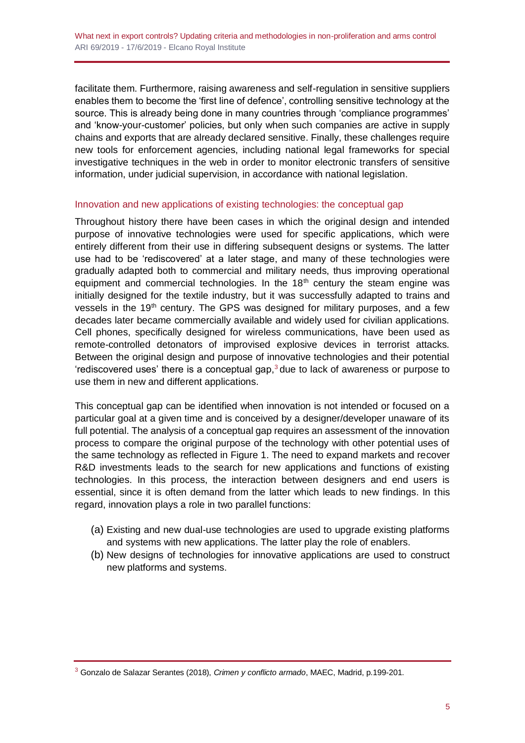facilitate them. Furthermore, raising awareness and self-regulation in sensitive suppliers enables them to become the 'first line of defence', controlling sensitive technology at the source. This is already being done in many countries through 'compliance programmes' and 'know-your-customer' policies, but only when such companies are active in supply chains and exports that are already declared sensitive. Finally, these challenges require new tools for enforcement agencies, including national legal frameworks for special investigative techniques in the web in order to monitor electronic transfers of sensitive information, under judicial supervision, in accordance with national legislation.

## Innovation and new applications of existing technologies: the conceptual gap

Throughout history there have been cases in which the original design and intended purpose of innovative technologies were used for specific applications, which were entirely different from their use in differing subsequent designs or systems. The latter use had to be 'rediscovered' at a later stage, and many of these technologies were gradually adapted both to commercial and military needs, thus improving operational equipment and commercial technologies. In the 18th century the steam engine was initially designed for the textile industry, but it was successfully adapted to trains and vessels in the 19th century. The GPS was designed for military purposes, and a few decades later became commercially available and widely used for civilian applications. Cell phones, specifically designed for wireless communications, have been used as remote-controlled detonators of improvised explosive devices in terrorist attacks. Between the original design and purpose of innovative technologies and their potential 'rediscovered uses' there is a conceptual gap,[3] due to lack of awareness or purpose to use them in new and different applications.

This conceptual gap can be identified when innovation is not intended or focused on a particular goal at a given time and is conceived by a designer/developer unaware of its full potential. The analysis of a conceptual gap requires an assessment of the innovation process to compare the original purpose of the technology with other potential uses of the same technology as reflected in Figure 1. The need to expand markets and recover R&D investments leads to the search for new applications and functions of existing technologies. In this process, the interaction between designers and end users is essential, since it is often demand from the latter which leads to new findings. In this regard, innovation plays a role in two parallel functions:

(a) Existing and new dual-use technologies are used to upgrade existing platforms and systems with new applications. The latter play the role of enablers.

(b) New designs of technologies for innovative applications are used to construct new platforms and systems.

---

[3] Gonzalo de Salazar Serantes (2018), *Crimen y conflicto armado*, MAEC, Madrid, p.199-201.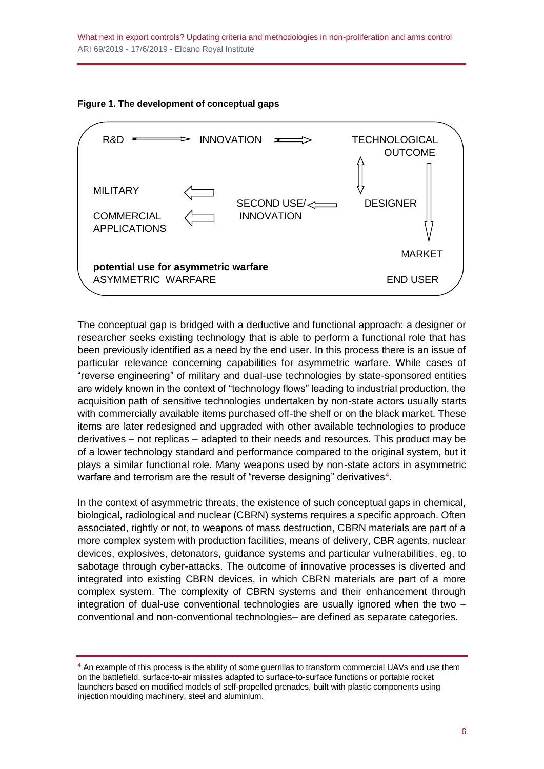**Figure 1. The development of conceptual gaps**

R&D ⟹ INNOVATION ⟹ TECHNOLOGICAL OUTCOME

TECHNOLOGICAL OUTCOME ⟺ DESIGNER

TECHNOLOGICAL OUTCOME ⟹ MARKET

DESIGNER ⟹ SECOND USE/ INNOVATION

SECOND USE/ INNOVATION ⟹ MILITARY

SECOND USE/ INNOVATION ⟹ COMMERCIAL APPLICATIONS

MARKET

**potential use for asymmetric warfare**

ASYMMETRIC WARFARE

END USER

The conceptual gap is bridged with a deductive and functional approach: a designer or researcher seeks existing technology that is able to perform a functional role that has been previously identified as a need by the end user. In this process there is an issue of particular relevance concerning capabilities for asymmetric warfare. While cases of "reverse engineering" of military and dual-use technologies by state-sponsored entities are widely known in the context of "technology flows" leading to industrial production, the acquisition path of sensitive technologies undertaken by non-state actors usually starts with commercially available items purchased off-the shelf or on the black market. These items are later redesigned and upgraded with other available technologies to produce derivatives – not replicas – adapted to their needs and resources. This product may be of a lower technology standard and performance compared to the original system, but it plays a similar functional role. Many weapons used by non-state actors in asymmetric warfare and terrorism are the result of "reverse designing" derivatives[4].

In the context of asymmetric threats, the existence of such conceptual gaps in chemical, biological, radiological and nuclear (CBRN) systems requires a specific approach. Often associated, rightly or not, to weapons of mass destruction, CBRN materials are part of a more complex system with production facilities, means of delivery, CBR agents, nuclear devices, explosives, detonators, guidance systems and particular vulnerabilities, eg, to sabotage through cyber-attacks. The outcome of innovative processes is diverted and integrated into existing CBRN devices, in which CBRN materials are part of a more complex system. The complexity of CBRN systems and their enhancement through integration of dual-use conventional technologies are usually ignored when the two – conventional and non-conventional technologies– are defined as separate categories.

---

[4] An example of this process is the ability of some guerrillas to transform commercial UAVs and use them on the battlefield, surface-to-air missiles adapted to surface-to-surface functions or portable rocket launchers based on modified models of self-propelled grenades, built with plastic components using injection moulding machinery, steel and aluminium.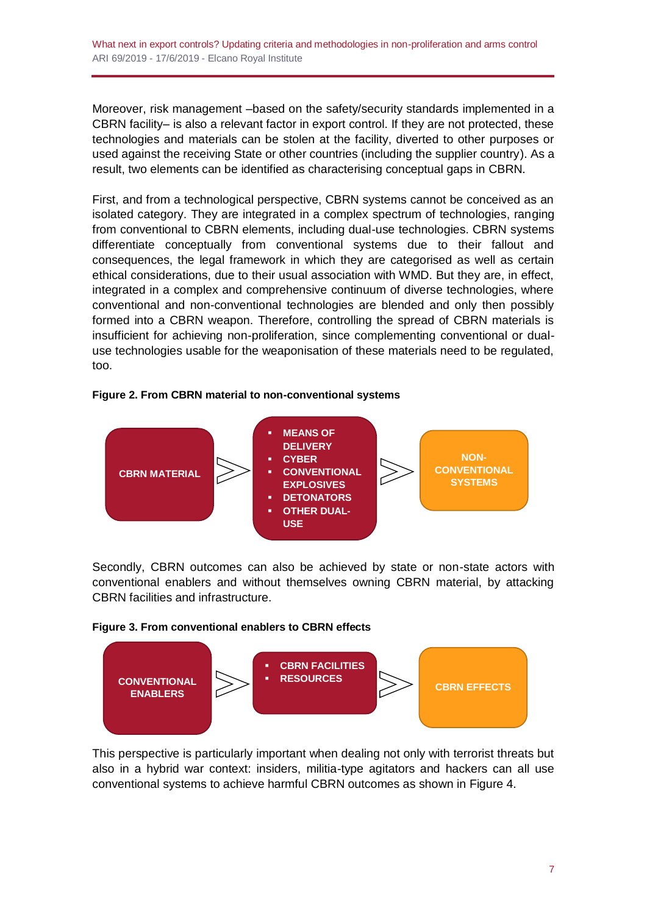Moreover, risk management –based on the safety/security standards implemented in a CBRN facility– is also a relevant factor in export control. If they are not protected, these technologies and materials can be stolen at the facility, diverted to other purposes or used against the receiving State or other countries (including the supplier country). As a result, two elements can be identified as characterising conceptual gaps in CBRN.

First, and from a technological perspective, CBRN systems cannot be conceived as an isolated category. They are integrated in a complex spectrum of technologies, ranging from conventional to CBRN elements, including dual-use technologies. CBRN systems differentiate conceptually from conventional systems due to their fallout and consequences, the legal framework in which they are categorised as well as certain ethical considerations, due to their usual association with WMD. But they are, in effect, integrated in a complex and comprehensive continuum of diverse technologies, where conventional and non-conventional technologies are blended and only then possibly formed into a CBRN weapon. Therefore, controlling the spread of CBRN materials is insufficient for achieving non-proliferation, since complementing conventional or dual-use technologies usable for the weaponisation of these materials need to be regulated, too.

**Figure 2. From CBRN material to non-conventional systems**

CBRN MATERIAL > 
- MEANS OF DELIVERY
- CYBER
- CONVENTIONAL EXPLOSIVES
- DETONATORS
- OTHER DUAL-USE

> NON-CONVENTIONAL SYSTEMS

Secondly, CBRN outcomes can also be achieved by state or non-state actors with conventional enablers and without themselves owning CBRN material, by attacking CBRN facilities and infrastructure.

**Figure 3. From conventional enablers to CBRN effects**

CONVENTIONAL ENABLERS > 
- CBRN FACILITIES
- RESOURCES

> CBRN EFFECTS

This perspective is particularly important when dealing not only with terrorist threats but also in a hybrid war context: insiders, militia-type agitators and hackers can all use conventional systems to achieve harmful CBRN outcomes as shown in Figure 4.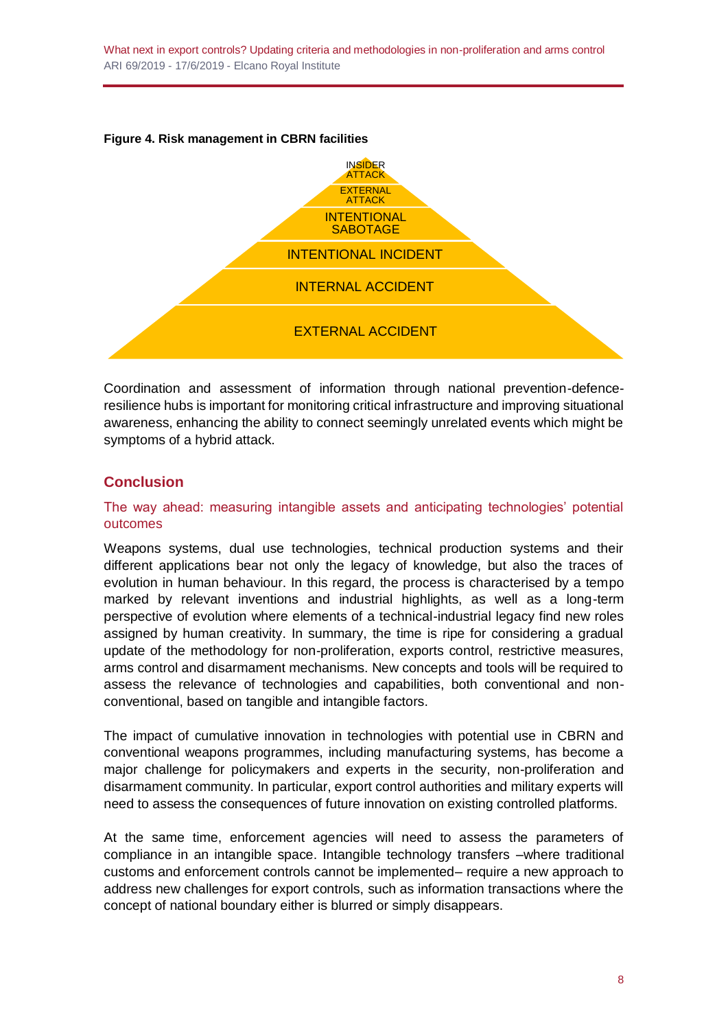**Figure 4. Risk management in CBRN facilities**

INSIDER ATTACK

EXTERNAL ATTACK

INTENTIONAL SABOTAGE

INTENTIONAL INCIDENT

INTERNAL ACCIDENT

EXTERNAL ACCIDENT

Coordination and assessment of information through national prevention-defence-resilience hubs is important for monitoring critical infrastructure and improving situational awareness, enhancing the ability to connect seemingly unrelated events which might be symptoms of a hybrid attack.

## Conclusion

### The way ahead: measuring intangible assets and anticipating technologies' potential outcomes

Weapons systems, dual use technologies, technical production systems and their different applications bear not only the legacy of knowledge, but also the traces of evolution in human behaviour. In this regard, the process is characterised by a tempo marked by relevant inventions and industrial highlights, as well as a long-term perspective of evolution where elements of a technical-industrial legacy find new roles assigned by human creativity. In summary, the time is ripe for considering a gradual update of the methodology for non-proliferation, exports control, restrictive measures, arms control and disarmament mechanisms. New concepts and tools will be required to assess the relevance of technologies and capabilities, both conventional and non-conventional, based on tangible and intangible factors.

The impact of cumulative innovation in technologies with potential use in CBRN and conventional weapons programmes, including manufacturing systems, has become a major challenge for policymakers and experts in the security, non-proliferation and disarmament community. In particular, export control authorities and military experts will need to assess the consequences of future innovation on existing controlled platforms.

At the same time, enforcement agencies will need to assess the parameters of compliance in an intangible space. Intangible technology transfers –where traditional customs and enforcement controls cannot be implemented– require a new approach to address new challenges for export controls, such as information transactions where the concept of national boundary either is blurred or simply disappears.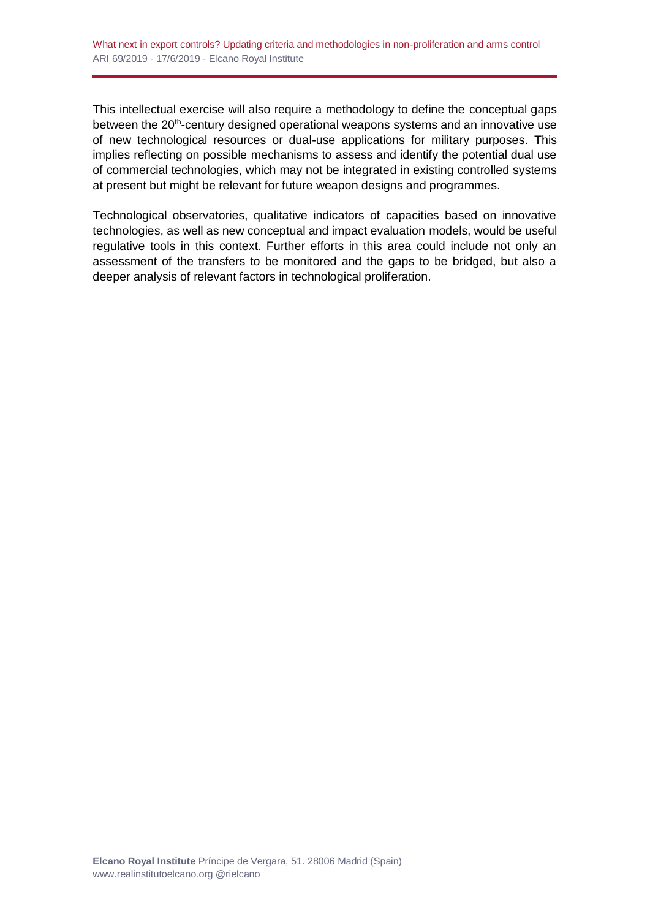This intellectual exercise will also require a methodology to define the conceptual gaps between the 20th-century designed operational weapons systems and an innovative use of new technological resources or dual-use applications for military purposes. This implies reflecting on possible mechanisms to assess and identify the potential dual use of commercial technologies, which may not be integrated in existing controlled systems at present but might be relevant for future weapon designs and programmes.

Technological observatories, qualitative indicators of capacities based on innovative technologies, as well as new conceptual and impact evaluation models, would be useful regulative tools in this context. Further efforts in this area could include not only an assessment of the transfers to be monitored and the gaps to be bridged, but also a deeper analysis of relevant factors in technological proliferation.